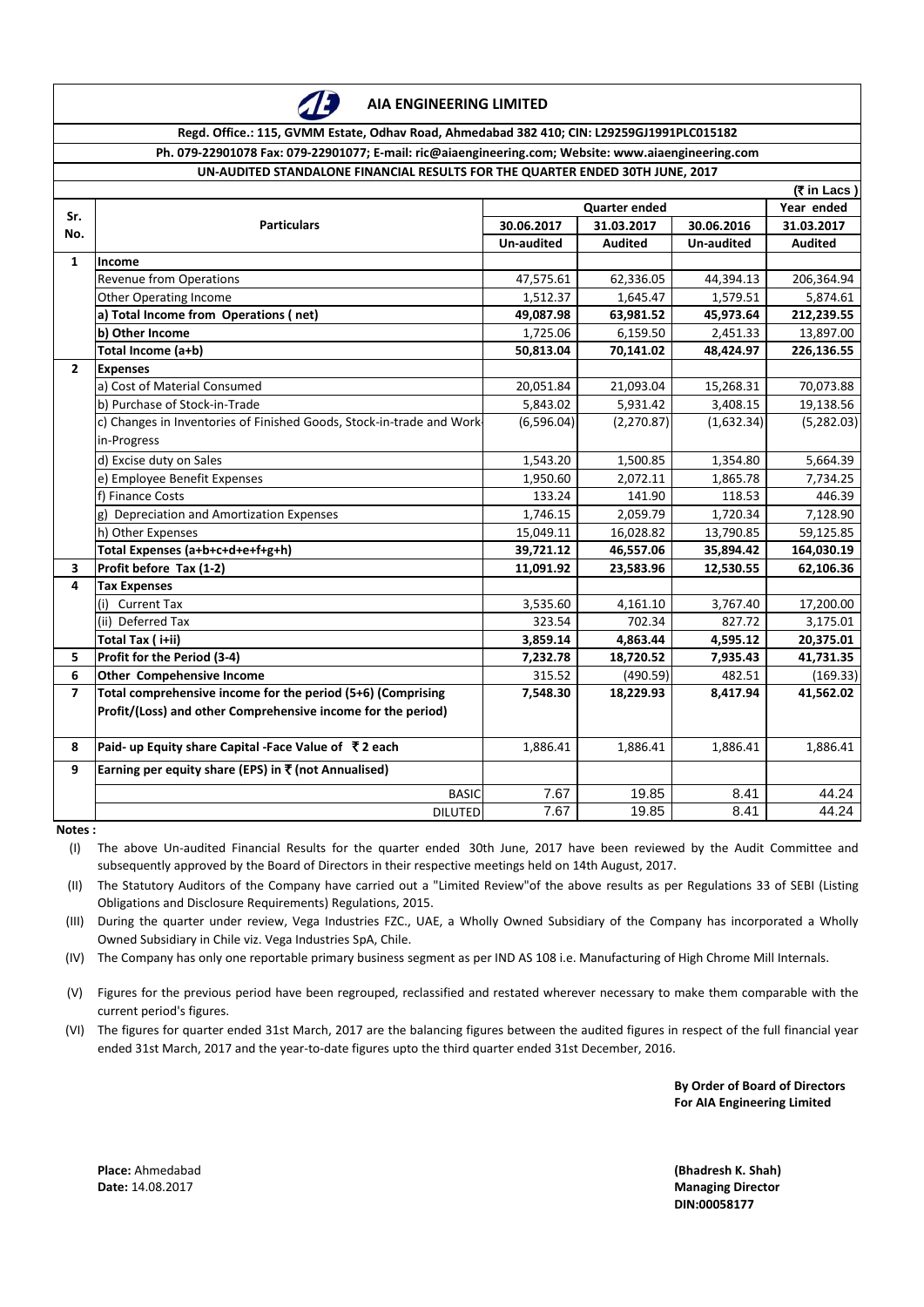# AIA ENGINEERING LIMITED

**Regd. Office.: 115, GVMM Estate, Odhav Road, Ahmedabad 382 410; CIN: L29259GJ1991PLC015182**

**Ph. 079-22901078 Fax: 079-22901077; E-mail: ric@aiaengineering.com; Website: www.aiaengineering.com**

**UN-AUDITED STANDALONE FINANCIAL RESULTS FOR THE QUARTER ENDED 30TH JUNE, 2017**

(₹ in Lacs )

| Sr. No. | Particulars | Quarter ended | | | Year ended |
|---|---|---|---|---|---|
| | | 30.06.2017 | 31.03.2017 | 30.06.2016 | 31.03.2017 |
| | | Un-audited | Audited | Un-audited | Audited |
| 1 | **Income** | | | | |
| | Revenue from Operations | 47,575.61 | 62,336.05 | 44,394.13 | 206,364.94 |
| | Other Operating Income | 1,512.37 | 1,645.47 | 1,579.51 | 5,874.61 |
| | **a) Total Income from Operations ( net)** | **49,087.98** | **63,981.52** | **45,973.64** | **212,239.55** |
| | **b) Other Income** | 1,725.06 | 6,159.50 | 2,451.33 | 13,897.00 |
| | **Total Income (a+b)** | **50,813.04** | **70,141.02** | **48,424.97** | **226,136.55** |
| 2 | **Expenses** | | | | |
| | a) Cost of Material Consumed | 20,051.84 | 21,093.04 | 15,268.31 | 70,073.88 |
| | b) Purchase of Stock-in-Trade | 5,843.02 | 5,931.42 | 3,408.15 | 19,138.56 |
| | c) Changes in Inventories of Finished Goods, Stock-in-trade and Work-in-Progress | (6,596.04) | (2,270.87) | (1,632.34) | (5,282.03) |
| | d) Excise duty on Sales | 1,543.20 | 1,500.85 | 1,354.80 | 5,664.39 |
| | e) Employee Benefit Expenses | 1,950.60 | 2,072.11 | 1,865.78 | 7,734.25 |
| | f) Finance Costs | 133.24 | 141.90 | 118.53 | 446.39 |
| | g) Depreciation and Amortization Expenses | 1,746.15 | 2,059.79 | 1,720.34 | 7,128.90 |
| | h) Other Expenses | 15,049.11 | 16,028.82 | 13,790.85 | 59,125.85 |
| | **Total Expenses (a+b+c+d+e+f+g+h)** | **39,721.12** | **46,557.06** | **35,894.42** | **164,030.19** |
| 3 | **Profit before Tax (1-2)** | **11,091.92** | **23,583.96** | **12,530.55** | **62,106.36** |
| 4 | **Tax Expenses** | | | | |
| | (i) Current Tax | 3,535.60 | 4,161.10 | 3,767.40 | 17,200.00 |
| | (ii) Deferred Tax | 323.54 | 702.34 | 827.72 | 3,175.01 |
| | **Total Tax ( i+ii)** | **3,859.14** | **4,863.44** | **4,595.12** | **20,375.01** |
| 5 | **Profit for the Period (3-4)** | **7,232.78** | **18,720.52** | **7,935.43** | **41,731.35** |
| 6 | **Other Compehensive Income** | 315.52 | (490.59) | 482.51 | (169.33) |
| 7 | **Total comprehensive income for the period (5+6) (Comprising Profit/(Loss) and other Comprehensive income for the period)** | **7,548.30** | **18,229.93** | **8,417.94** | **41,562.02** |
| 8 | **Paid- up Equity share Capital -Face Value of ₹ 2 each** | 1,886.41 | 1,886.41 | 1,886.41 | 1,886.41 |
| 9 | **Earning per equity share (EPS) in ₹ (not Annualised)** | | | | |
| | BASIC | 7.67 | 19.85 | 8.41 | 44.24 |
| | DILUTED | 7.67 | 19.85 | 8.41 | 44.24 |

**Notes :**

(I) The above Un-audited Financial Results for the quarter ended 30th June, 2017 have been reviewed by the Audit Committee and subsequently approved by the Board of Directors in their respective meetings held on 14th August, 2017.

(II) The Statutory Auditors of the Company have carried out a "Limited Review"of the above results as per Regulations 33 of SEBI (Listing Obligations and Disclosure Requirements) Regulations, 2015.

(III) During the quarter under review, Vega Industries FZC., UAE, a Wholly Owned Subsidiary of the Company has incorporated a Wholly Owned Subsidiary in Chile viz. Vega Industries SpA, Chile.

(IV) The Company has only one reportable primary business segment as per IND AS 108 i.e. Manufacturing of High Chrome Mill Internals.

(V) Figures for the previous period have been regrouped, reclassified and restated wherever necessary to make them comparable with the current period's figures.

(VI) The figures for quarter ended 31st March, 2017 are the balancing figures between the audited figures in respect of the full financial year ended 31st March, 2017 and the year-to-date figures upto the third quarter ended 31st December, 2016.

**By Order of Board of Directors**
**For AIA Engineering Limited**

**Place:** Ahmedabad
**Date:** 14.08.2017

**(Bhadresh K. Shah)**
**Managing Director**
**DIN:00058177**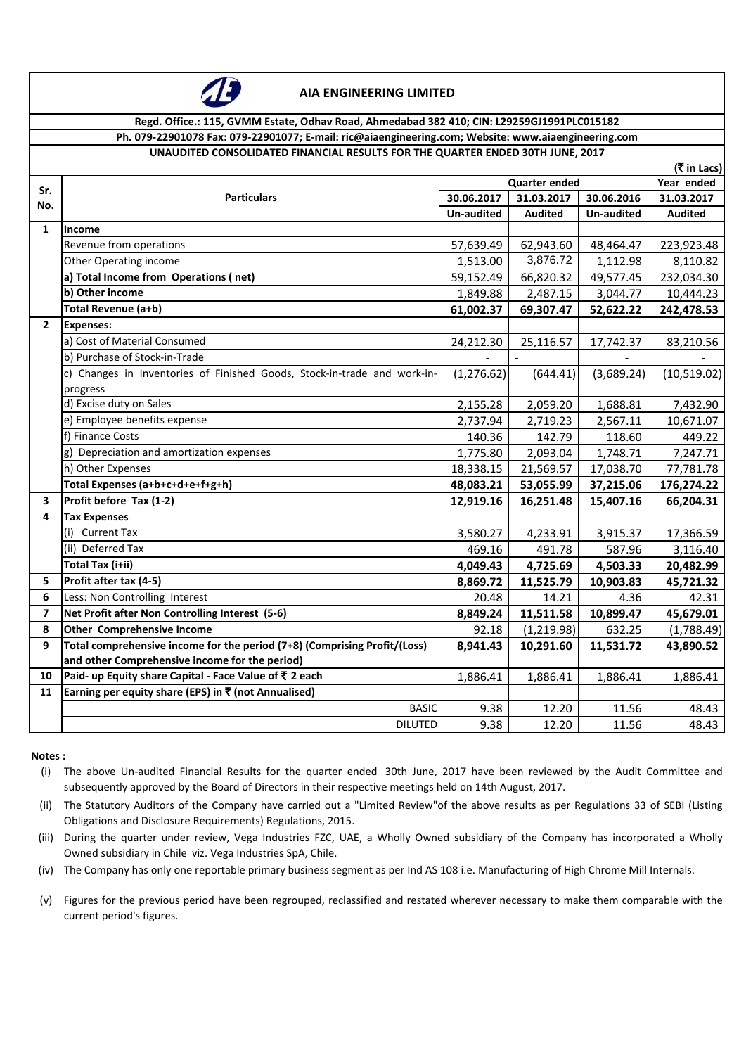# AIA ENGINEERING LIMITED

**Regd. Office.: 115, GVMM Estate, Odhav Road, Ahmedabad 382 410; CIN: L29259GJ1991PLC015182**

**Ph. 079-22901078 Fax: 079-22901077; E-mail: ric@aiaengineering.com; Website: www.aiaengineering.com**

**UNAUDITED CONSOLIDATED FINANCIAL RESULTS FOR THE QUARTER ENDED 30TH JUNE, 2017**

(₹ in Lacs)

| Sr. No. | Particulars | Quarter ended | | | Year ended |
|---|---|---|---|---|---|
| | | 30.06.2017 | 31.03.2017 | 30.06.2016 | 31.03.2017 |
| | | Un-audited | Audited | Un-audited | Audited |
| 1 | **Income** | | | | |
| | Revenue from operations | 57,639.49 | 62,943.60 | 48,464.47 | 223,923.48 |
| | Other Operating income | 1,513.00 | 3,876.72 | 1,112.98 | 8,110.82 |
| | **a) Total Income from Operations ( net)** | 59,152.49 | 66,820.32 | 49,577.45 | 232,034.30 |
| | **b) Other income** | 1,849.88 | 2,487.15 | 3,044.77 | 10,444.23 |
| | **Total Revenue (a+b)** | **61,002.37** | **69,307.47** | **52,622.22** | **242,478.53** |
| 2 | **Expenses:** | | | | |
| | a) Cost of Material Consumed | 24,212.30 | 25,116.57 | 17,742.37 | 83,210.56 |
| | b) Purchase of Stock-in-Trade | - | - | - | - |
| | c) Changes in Inventories of Finished Goods, Stock-in-trade and work-in-progress | (1,276.62) | (644.41) | (3,689.24) | (10,519.02) |
| | d) Excise duty on Sales | 2,155.28 | 2,059.20 | 1,688.81 | 7,432.90 |
| | e) Employee benefits expense | 2,737.94 | 2,719.23 | 2,567.11 | 10,671.07 |
| | f) Finance Costs | 140.36 | 142.79 | 118.60 | 449.22 |
| | g) Depreciation and amortization expenses | 1,775.80 | 2,093.04 | 1,748.71 | 7,247.71 |
| | h) Other Expenses | 18,338.15 | 21,569.57 | 17,038.70 | 77,781.78 |
| | **Total Expenses (a+b+c+d+e+f+g+h)** | **48,083.21** | **53,055.99** | **37,215.06** | **176,274.22** |
| 3 | **Profit before Tax (1-2)** | **12,919.16** | **16,251.48** | **15,407.16** | **66,204.31** |
| 4 | **Tax Expenses** | | | | |
| | (i) Current Tax | 3,580.27 | 4,233.91 | 3,915.37 | 17,366.59 |
| | (ii) Deferred Tax | 469.16 | 491.78 | 587.96 | 3,116.40 |
| | **Total Tax (i+ii)** | **4,049.43** | **4,725.69** | **4,503.33** | **20,482.99** |
| 5 | **Profit after tax (4-5)** | **8,869.72** | **11,525.79** | **10,903.83** | **45,721.32** |
| 6 | Less: Non Controlling Interest | 20.48 | 14.21 | 4.36 | 42.31 |
| 7 | **Net Profit after Non Controlling Interest (5-6)** | **8,849.24** | **11,511.58** | **10,899.47** | **45,679.01** |
| 8 | **Other Comprehensive Income** | 92.18 | (1,219.98) | 632.25 | (1,788.49) |
| 9 | **Total comprehensive income for the period (7+8) (Comprising Profit/(Loss) and other Comprehensive income for the period)** | **8,941.43** | **10,291.60** | **11,531.72** | **43,890.52** |
| 10 | **Paid- up Equity share Capital - Face Value of ₹ 2 each** | 1,886.41 | 1,886.41 | 1,886.41 | 1,886.41 |
| 11 | **Earning per equity share (EPS) in ₹ (not Annualised)** | | | | |
| | BASIC | 9.38 | 12.20 | 11.56 | 48.43 |
| | DILUTED | 9.38 | 12.20 | 11.56 | 48.43 |

**Notes :**

(i) The above Un-audited Financial Results for the quarter ended 30th June, 2017 have been reviewed by the Audit Committee and subsequently approved by the Board of Directors in their respective meetings held on 14th August, 2017.

(ii) The Statutory Auditors of the Company have carried out a "Limited Review"of the above results as per Regulations 33 of SEBI (Listing Obligations and Disclosure Requirements) Regulations, 2015.

(iii) During the quarter under review, Vega Industries FZC, UAE, a Wholly Owned subsidiary of the Company has incorporated a Wholly Owned subsidiary in Chile viz. Vega Industries SpA, Chile.

(iv) The Company has only one reportable primary business segment as per Ind AS 108 i.e. Manufacturing of High Chrome Mill Internals.

(v) Figures for the previous period have been regrouped, reclassified and restated wherever necessary to make them comparable with the current period's figures.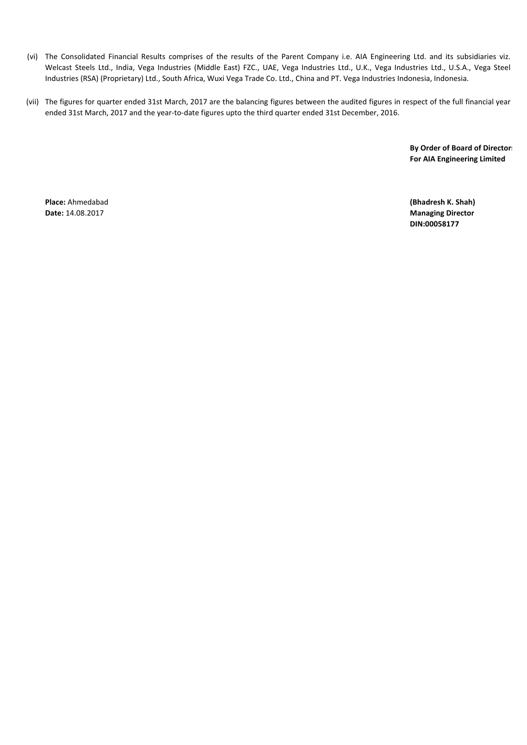(vi) The Consolidated Financial Results comprises of the results of the Parent Company i.e. AIA Engineering Ltd. and its subsidiaries viz. Welcast Steels Ltd., India, Vega Industries (Middle East) FZC., UAE, Vega Industries Ltd., U.K., Vega Industries Ltd., U.S.A., Vega Steel Industries (RSA) (Proprietary) Ltd., South Africa, Wuxi Vega Trade Co. Ltd., China and PT. Vega Industries Indonesia, Indonesia.

(vii) The figures for quarter ended 31st March, 2017 are the balancing figures between the audited figures in respect of the full financial year ended 31st March, 2017 and the year-to-date figures upto the third quarter ended 31st December, 2016.

**By Order of Board of Directors**
**For AIA Engineering Limited**

**Place:** Ahmedabad
**Date:** 14.08.2017

**(Bhadresh K. Shah)**
**Managing Director**
**DIN:00058177**